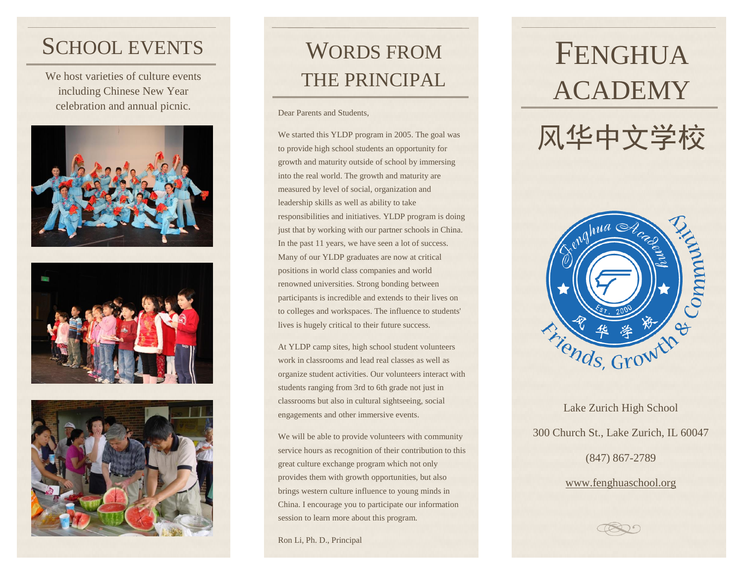## School Events

We host varieties of culture events including Chinese New Year celebration and annual picnic.

## Words from the Principal

Dear Parents and Students,

We started this YLDP program in 2005. The goal was to provide high school students an opportunity for growth and maturity outside of school by immersing into the real world. The growth and maturity are measured by level of social, organization and leadership skills as well as ability to take responsibilities and initiatives. YLDP program is doing just that by working with our partner schools in China. In the past 11 years, we have seen a lot of success. Many of our YLDP graduates are now at critical positions in world class companies and world renowned universities. Strong bonding between participants is incredible and extends to their lives on to colleges and workspaces. The influence to students' lives is hugely critical to their future success.

At YLDP camp sites, high school student volunteers work in classrooms and lead real classes as well as organize student activities. Our volunteers interact with students ranging from 3rd to 6th grade not just in classrooms but also in cultural sightseeing, social engagements and other immersive events.

We will be able to provide volunteers with community service hours as recognition of their contribution to this great culture exchange program which not only provides them with growth opportunities, but also brings western culture influence to young minds in China. I encourage you to participate our information session to learn more about this program.

Ron Li, Ph. D., Principal

# Fenghua Academy

# 风华中文学校

Lake Zurich High School

300 Church St., Lake Zurich, IL 60047

(847) 867-2789

www.fenghuaschool.org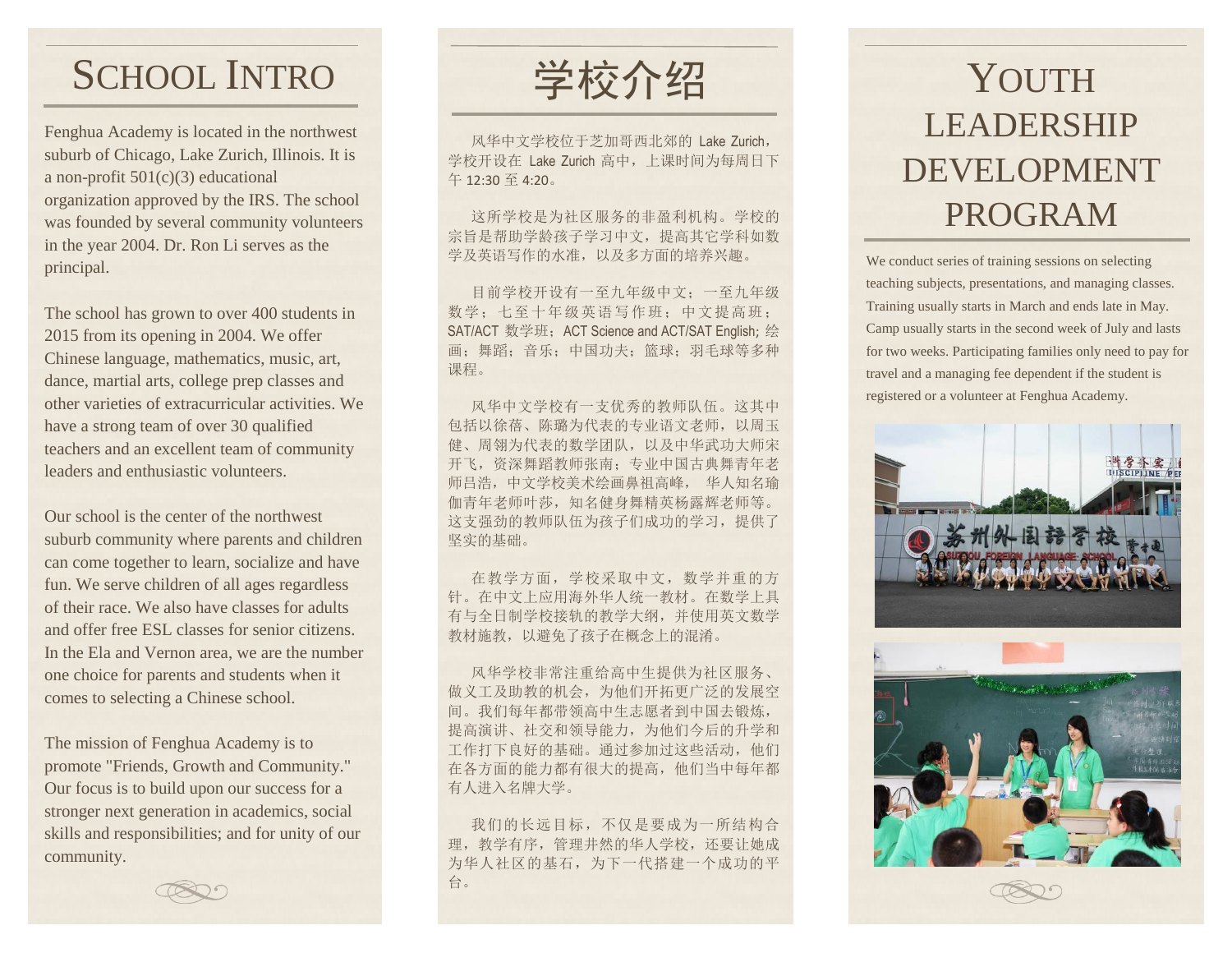# School Intro

Fenghua Academy is located in the northwest suburb of Chicago, Lake Zurich, Illinois. It is a non-profit 501(c)(3) educational organization approved by the IRS. The school was founded by several community volunteers in the year 2004. Dr. Ron Li serves as the principal.

The school has grown to over 400 students in 2015 from its opening in 2004. We offer Chinese language, mathematics, music, art, dance, martial arts, college prep classes and other varieties of extracurricular activities. We have a strong team of over 30 qualified teachers and an excellent team of community leaders and enthusiastic volunteers.

Our school is the center of the northwest suburb community where parents and children can come together to learn, socialize and have fun. We serve children of all ages regardless of their race. We also have classes for adults and offer free ESL classes for senior citizens. In the Ela and Vernon area, we are the number one choice for parents and students when it comes to selecting a Chinese school.

The mission of Fenghua Academy is to promote "Friends, Growth and Community." Our focus is to build upon our success for a stronger next generation in academics, social skills and responsibilities; and for unity of our community.

# 学校介绍

风华中文学校位于芝加哥西北郊的 Lake Zurich，学校开设在 Lake Zurich 高中，上课时间为每周日下午 12:30 至 4:20。

这所学校是为社区服务的非盈利机构。学校的宗旨是帮助学龄孩子学习中文，提高其它学科如数学及英语写作的水准，以及多方面的培养兴趣。

目前学校开设有一至九年级中文；一至九年级数学；七至十年级英语写作班；中文提高班；SAT/ACT 数学班；ACT Science and ACT/SAT English; 绘画；舞蹈；音乐；中国功夫；篮球；羽毛球等多种课程。

风华中文学校有一支优秀的教师队伍。这其中包括以徐蓓、陈璐为代表的专业语文老师，以周玉健、周翎为代表的数学团队，以及中华武功大师宋开飞，资深舞蹈教师张雨；专业中国古典舞青年老师吕浩，中文学校美术绘画鼻祖高峰， 华人知名瑜伽青年老师叶莎，知名健身舞精英杨露辉老师等。这支强劲的教师队伍为孩子们成功的学习，提供了坚实的基础。

在教学方面，学校采取中文，数学并重的方针。在中文上应用海外华人统一教材。在数学上具有与全日制学校接轨的教学大纲，并使用英文数学教材施教，以避免了孩子在概念上的混淆。

风华学校非常注重给高中生提供为社区服务、做义工及助教的机会，为他们开拓更广泛的发展空间。我们每年都带领高中生志愿者到中国去锻炼，提高演讲、社交和领导能力，为他们今后的升学和工作打下良好的基础。通过参加过这些活动，他们在各方面的能力都有很大的提高，他们当中每年都有人进入名牌大学。

我们的长远目标，不仅是要成为一所结构合理，教学有序，管理井然的华人学校，还要让她成为华人社区的基石，为下一代搭建一个成功的平台。

# Youth Leadership Development Program

We conduct series of training sessions on selecting teaching subjects, presentations, and managing classes. Training usually starts in March and ends late in May. Camp usually starts in the second week of July and lasts for two weeks. Participating families only need to pay for travel and a managing fee dependent if the student is registered or a volunteer at Fenghua Academy.